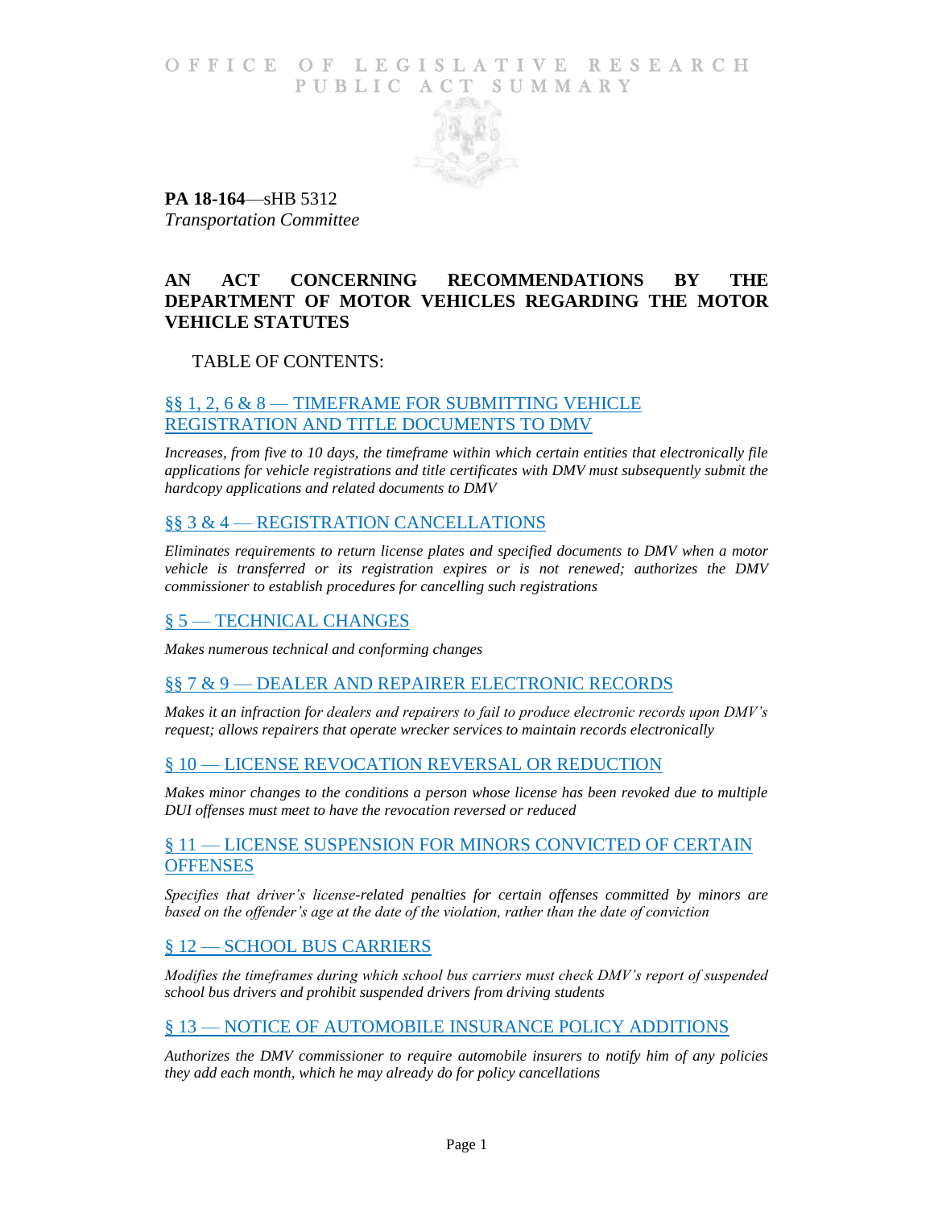OFFICE OF LEGISLATIVE RESEARCH
PUBLIC ACT SUMMARY

**PA 18-164**—sHB 5312
*Transportation Committee*

# AN ACT CONCERNING RECOMMENDATIONS BY THE DEPARTMENT OF MOTOR VEHICLES REGARDING THE MOTOR VEHICLE STATUTES

TABLE OF CONTENTS:

## §§ 1, 2, 6 & 8 — TIMEFRAME FOR SUBMITTING VEHICLE REGISTRATION AND TITLE DOCUMENTS TO DMV

*Increases, from five to 10 days, the timeframe within which certain entities that electronically file applications for vehicle registrations and title certificates with DMV must subsequently submit the hardcopy applications and related documents to DMV*

## §§ 3 & 4 — REGISTRATION CANCELLATIONS

*Eliminates requirements to return license plates and specified documents to DMV when a motor vehicle is transferred or its registration expires or is not renewed; authorizes the DMV commissioner to establish procedures for cancelling such registrations*

## § 5 — TECHNICAL CHANGES

*Makes numerous technical and conforming changes*

## §§ 7 & 9 — DEALER AND REPAIRER ELECTRONIC RECORDS

*Makes it an infraction for dealers and repairers to fail to produce electronic records upon DMV's request; allows repairers that operate wrecker services to maintain records electronically*

## § 10 — LICENSE REVOCATION REVERSAL OR REDUCTION

*Makes minor changes to the conditions a person whose license has been revoked due to multiple DUI offenses must meet to have the revocation reversed or reduced*

## § 11 — LICENSE SUSPENSION FOR MINORS CONVICTED OF CERTAIN OFFENSES

*Specifies that driver's license-related penalties for certain offenses committed by minors are based on the offender's age at the date of the violation, rather than the date of conviction*

## § 12 — SCHOOL BUS CARRIERS

*Modifies the timeframes during which school bus carriers must check DMV's report of suspended school bus drivers and prohibit suspended drivers from driving students*

## § 13 — NOTICE OF AUTOMOBILE INSURANCE POLICY ADDITIONS

*Authorizes the DMV commissioner to require automobile insurers to notify him of any policies they add each month, which he may already do for policy cancellations*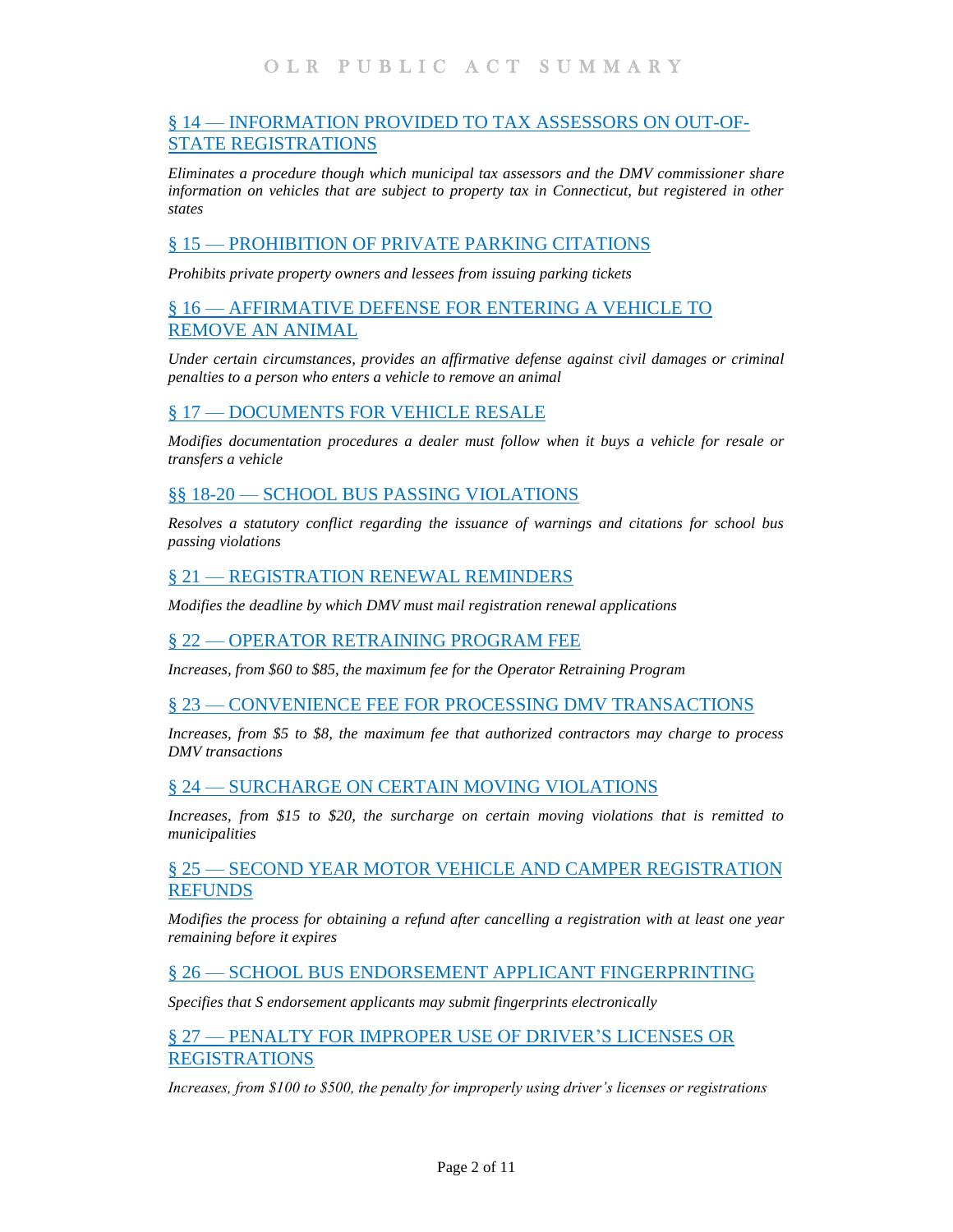## § 14 — INFORMATION PROVIDED TO TAX ASSESSORS ON OUT-OF-STATE REGISTRATIONS

*Eliminates a procedure though which municipal tax assessors and the DMV commissioner share information on vehicles that are subject to property tax in Connecticut, but registered in other states*

## § 15 — PROHIBITION OF PRIVATE PARKING CITATIONS

*Prohibits private property owners and lessees from issuing parking tickets*

## § 16 — AFFIRMATIVE DEFENSE FOR ENTERING A VEHICLE TO REMOVE AN ANIMAL

*Under certain circumstances, provides an affirmative defense against civil damages or criminal penalties to a person who enters a vehicle to remove an animal*

## § 17 — DOCUMENTS FOR VEHICLE RESALE

*Modifies documentation procedures a dealer must follow when it buys a vehicle for resale or transfers a vehicle*

## §§ 18-20 — SCHOOL BUS PASSING VIOLATIONS

*Resolves a statutory conflict regarding the issuance of warnings and citations for school bus passing violations*

## § 21 — REGISTRATION RENEWAL REMINDERS

*Modifies the deadline by which DMV must mail registration renewal applications*

## § 22 — OPERATOR RETRAINING PROGRAM FEE

*Increases, from $60 to $85, the maximum fee for the Operator Retraining Program*

## § 23 — CONVENIENCE FEE FOR PROCESSING DMV TRANSACTIONS

*Increases, from $5 to $8, the maximum fee that authorized contractors may charge to process DMV transactions*

## § 24 — SURCHARGE ON CERTAIN MOVING VIOLATIONS

*Increases, from $15 to $20, the surcharge on certain moving violations that is remitted to municipalities*

## § 25 — SECOND YEAR MOTOR VEHICLE AND CAMPER REGISTRATION REFUNDS

*Modifies the process for obtaining a refund after cancelling a registration with at least one year remaining before it expires*

## § 26 — SCHOOL BUS ENDORSEMENT APPLICANT FINGERPRINTING

*Specifies that S endorsement applicants may submit fingerprints electronically*

## § 27 — PENALTY FOR IMPROPER USE OF DRIVER'S LICENSES OR REGISTRATIONS

*Increases, from $100 to $500, the penalty for improperly using driver's licenses or registrations*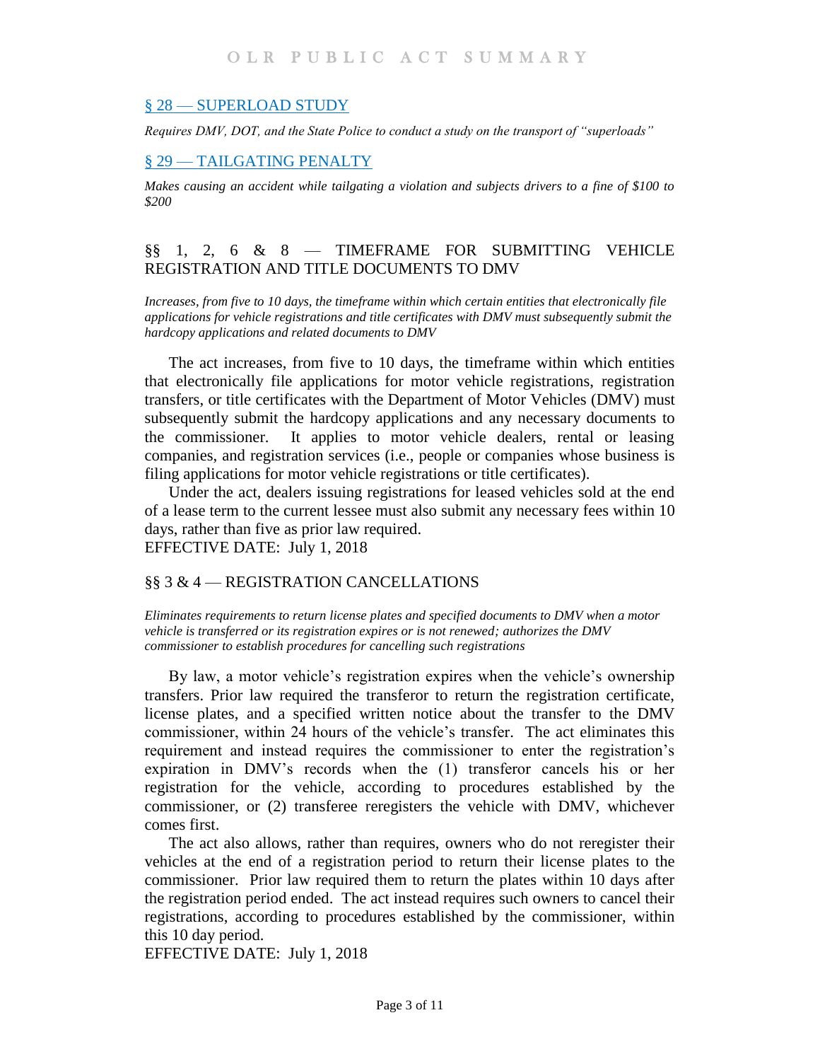[§ 28 — SUPERLOAD STUDY](#)

*Requires DMV, DOT, and the State Police to conduct a study on the transport of "superloads"*

[§ 29 — TAILGATING PENALTY](#)

*Makes causing an accident while tailgating a violation and subjects drivers to a fine of $100 to $200*

## §§ 1, 2, 6 & 8 — TIMEFRAME FOR SUBMITTING VEHICLE REGISTRATION AND TITLE DOCUMENTS TO DMV

*Increases, from five to 10 days, the timeframe within which certain entities that electronically file applications for vehicle registrations and title certificates with DMV must subsequently submit the hardcopy applications and related documents to DMV*

The act increases, from five to 10 days, the timeframe within which entities that electronically file applications for motor vehicle registrations, registration transfers, or title certificates with the Department of Motor Vehicles (DMV) must subsequently submit the hardcopy applications and any necessary documents to the commissioner. It applies to motor vehicle dealers, rental or leasing companies, and registration services (i.e., people or companies whose business is filing applications for motor vehicle registrations or title certificates).

Under the act, dealers issuing registrations for leased vehicles sold at the end of a lease term to the current lessee must also submit any necessary fees within 10 days, rather than five as prior law required.

EFFECTIVE DATE: July 1, 2018

## §§ 3 & 4 — REGISTRATION CANCELLATIONS

*Eliminates requirements to return license plates and specified documents to DMV when a motor vehicle is transferred or its registration expires or is not renewed; authorizes the DMV commissioner to establish procedures for cancelling such registrations*

By law, a motor vehicle's registration expires when the vehicle's ownership transfers. Prior law required the transferor to return the registration certificate, license plates, and a specified written notice about the transfer to the DMV commissioner, within 24 hours of the vehicle's transfer. The act eliminates this requirement and instead requires the commissioner to enter the registration's expiration in DMV's records when the (1) transferor cancels his or her registration for the vehicle, according to procedures established by the commissioner, or (2) transferee reregisters the vehicle with DMV, whichever comes first.

The act also allows, rather than requires, owners who do not reregister their vehicles at the end of a registration period to return their license plates to the commissioner. Prior law required them to return the plates within 10 days after the registration period ended. The act instead requires such owners to cancel their registrations, according to procedures established by the commissioner, within this 10 day period.

EFFECTIVE DATE: July 1, 2018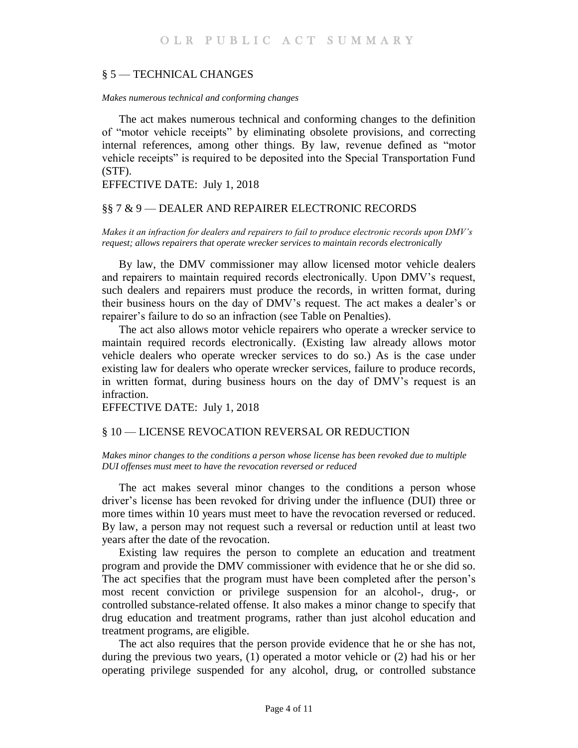## § 5 — TECHNICAL CHANGES

*Makes numerous technical and conforming changes*

The act makes numerous technical and conforming changes to the definition of "motor vehicle receipts" by eliminating obsolete provisions, and correcting internal references, among other things. By law, revenue defined as "motor vehicle receipts" is required to be deposited into the Special Transportation Fund (STF).

EFFECTIVE DATE: July 1, 2018

## §§ 7 & 9 — DEALER AND REPAIRER ELECTRONIC RECORDS

*Makes it an infraction for dealers and repairers to fail to produce electronic records upon DMV's request; allows repairers that operate wrecker services to maintain records electronically*

By law, the DMV commissioner may allow licensed motor vehicle dealers and repairers to maintain required records electronically. Upon DMV's request, such dealers and repairers must produce the records, in written format, during their business hours on the day of DMV's request. The act makes a dealer's or repairer's failure to do so an infraction (see Table on Penalties).

The act also allows motor vehicle repairers who operate a wrecker service to maintain required records electronically. (Existing law already allows motor vehicle dealers who operate wrecker services to do so.) As is the case under existing law for dealers who operate wrecker services, failure to produce records, in written format, during business hours on the day of DMV's request is an infraction.

EFFECTIVE DATE: July 1, 2018

## § 10 — LICENSE REVOCATION REVERSAL OR REDUCTION

*Makes minor changes to the conditions a person whose license has been revoked due to multiple DUI offenses must meet to have the revocation reversed or reduced*

The act makes several minor changes to the conditions a person whose driver's license has been revoked for driving under the influence (DUI) three or more times within 10 years must meet to have the revocation reversed or reduced. By law, a person may not request such a reversal or reduction until at least two years after the date of the revocation.

Existing law requires the person to complete an education and treatment program and provide the DMV commissioner with evidence that he or she did so. The act specifies that the program must have been completed after the person's most recent conviction or privilege suspension for an alcohol-, drug-, or controlled substance-related offense. It also makes a minor change to specify that drug education and treatment programs, rather than just alcohol education and treatment programs, are eligible.

The act also requires that the person provide evidence that he or she has not, during the previous two years, (1) operated a motor vehicle or (2) had his or her operating privilege suspended for any alcohol, drug, or controlled substance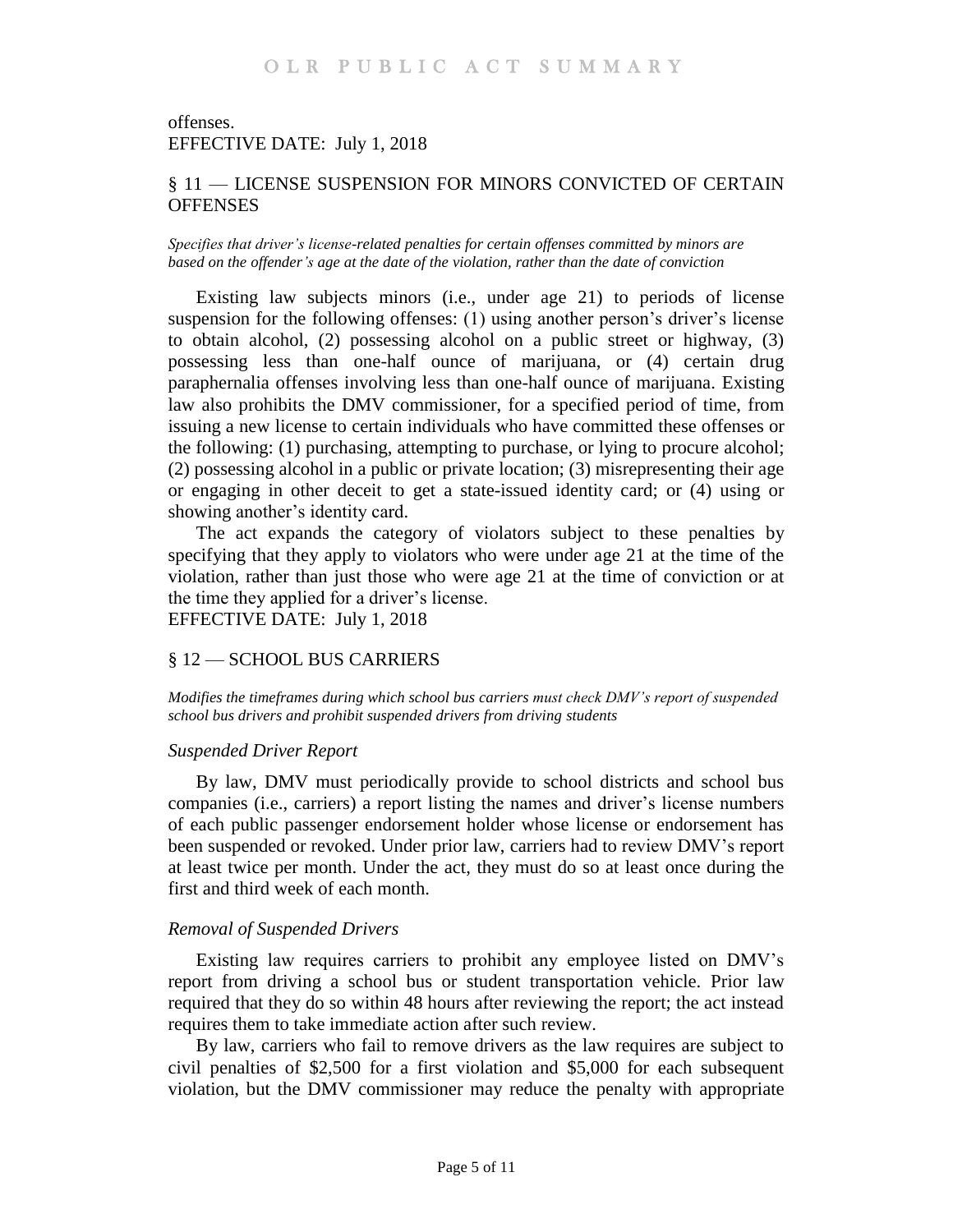offenses.
EFFECTIVE DATE: July 1, 2018

## § 11 — LICENSE SUSPENSION FOR MINORS CONVICTED OF CERTAIN OFFENSES

*Specifies that driver's license-related penalties for certain offenses committed by minors are based on the offender's age at the date of the violation, rather than the date of conviction*

Existing law subjects minors (i.e., under age 21) to periods of license suspension for the following offenses: (1) using another person's driver's license to obtain alcohol, (2) possessing alcohol on a public street or highway, (3) possessing less than one-half ounce of marijuana, or (4) certain drug paraphernalia offenses involving less than one-half ounce of marijuana. Existing law also prohibits the DMV commissioner, for a specified period of time, from issuing a new license to certain individuals who have committed these offenses or the following: (1) purchasing, attempting to purchase, or lying to procure alcohol; (2) possessing alcohol in a public or private location; (3) misrepresenting their age or engaging in other deceit to get a state-issued identity card; or (4) using or showing another's identity card.

The act expands the category of violators subject to these penalties by specifying that they apply to violators who were under age 21 at the time of the violation, rather than just those who were age 21 at the time of conviction or at the time they applied for a driver's license.

EFFECTIVE DATE: July 1, 2018

## § 12 — SCHOOL BUS CARRIERS

*Modifies the timeframes during which school bus carriers must check DMV's report of suspended school bus drivers and prohibit suspended drivers from driving students*

### *Suspended Driver Report*

By law, DMV must periodically provide to school districts and school bus companies (i.e., carriers) a report listing the names and driver's license numbers of each public passenger endorsement holder whose license or endorsement has been suspended or revoked. Under prior law, carriers had to review DMV's report at least twice per month. Under the act, they must do so at least once during the first and third week of each month.

### *Removal of Suspended Drivers*

Existing law requires carriers to prohibit any employee listed on DMV's report from driving a school bus or student transportation vehicle. Prior law required that they do so within 48 hours after reviewing the report; the act instead requires them to take immediate action after such review.

By law, carriers who fail to remove drivers as the law requires are subject to civil penalties of $2,500 for a first violation and $5,000 for each subsequent violation, but the DMV commissioner may reduce the penalty with appropriate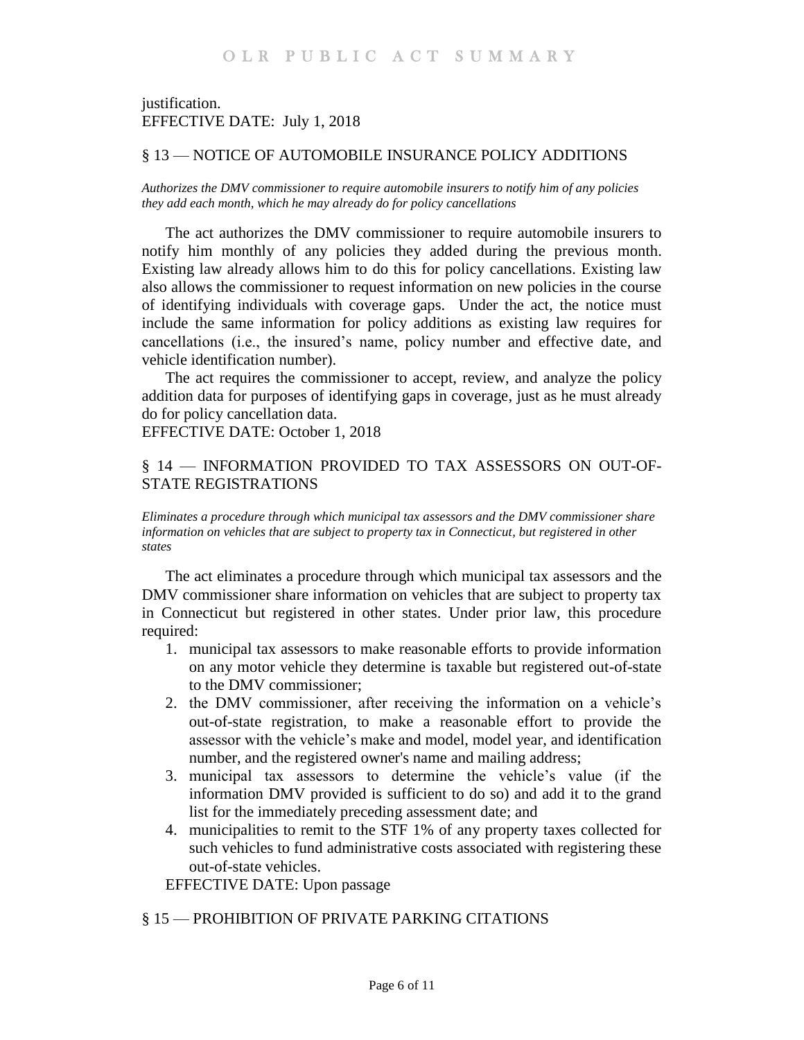justification.

EFFECTIVE DATE: July 1, 2018

## § 13 — NOTICE OF AUTOMOBILE INSURANCE POLICY ADDITIONS

*Authorizes the DMV commissioner to require automobile insurers to notify him of any policies they add each month, which he may already do for policy cancellations*

The act authorizes the DMV commissioner to require automobile insurers to notify him monthly of any policies they added during the previous month. Existing law already allows him to do this for policy cancellations. Existing law also allows the commissioner to request information on new policies in the course of identifying individuals with coverage gaps. Under the act, the notice must include the same information for policy additions as existing law requires for cancellations (i.e., the insured's name, policy number and effective date, and vehicle identification number).

The act requires the commissioner to accept, review, and analyze the policy addition data for purposes of identifying gaps in coverage, just as he must already do for policy cancellation data.

EFFECTIVE DATE: October 1, 2018

## § 14 — INFORMATION PROVIDED TO TAX ASSESSORS ON OUT-OF-STATE REGISTRATIONS

*Eliminates a procedure through which municipal tax assessors and the DMV commissioner share information on vehicles that are subject to property tax in Connecticut, but registered in other states*

The act eliminates a procedure through which municipal tax assessors and the DMV commissioner share information on vehicles that are subject to property tax in Connecticut but registered in other states. Under prior law, this procedure required:

1. municipal tax assessors to make reasonable efforts to provide information on any motor vehicle they determine is taxable but registered out-of-state to the DMV commissioner;
2. the DMV commissioner, after receiving the information on a vehicle's out-of-state registration, to make a reasonable effort to provide the assessor with the vehicle's make and model, model year, and identification number, and the registered owner's name and mailing address;
3. municipal tax assessors to determine the vehicle's value (if the information DMV provided is sufficient to do so) and add it to the grand list for the immediately preceding assessment date; and
4. municipalities to remit to the STF 1% of any property taxes collected for such vehicles to fund administrative costs associated with registering these out-of-state vehicles.

EFFECTIVE DATE: Upon passage

## § 15 — PROHIBITION OF PRIVATE PARKING CITATIONS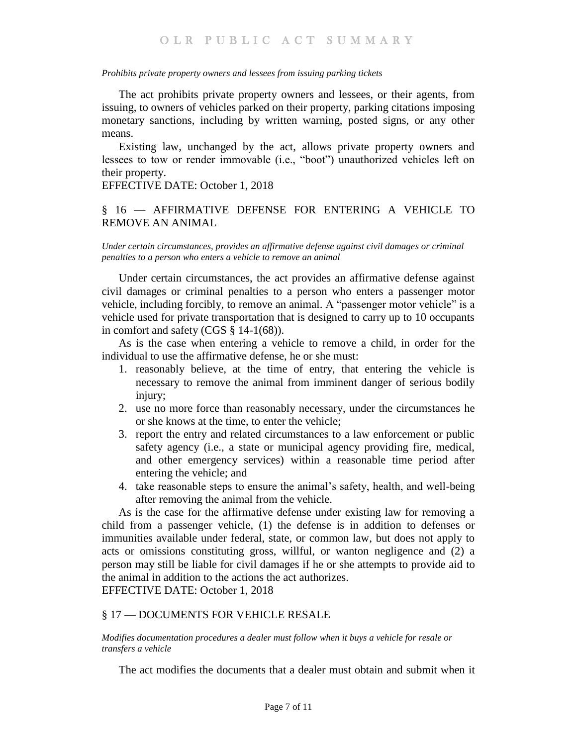*Prohibits private property owners and lessees from issuing parking tickets*

The act prohibits private property owners and lessees, or their agents, from issuing, to owners of vehicles parked on their property, parking citations imposing monetary sanctions, including by written warning, posted signs, or any other means.

Existing law, unchanged by the act, allows private property owners and lessees to tow or render immovable (i.e., "boot") unauthorized vehicles left on their property.

EFFECTIVE DATE: October 1, 2018

## § 16 — AFFIRMATIVE DEFENSE FOR ENTERING A VEHICLE TO REMOVE AN ANIMAL

*Under certain circumstances, provides an affirmative defense against civil damages or criminal penalties to a person who enters a vehicle to remove an animal*

Under certain circumstances, the act provides an affirmative defense against civil damages or criminal penalties to a person who enters a passenger motor vehicle, including forcibly, to remove an animal. A "passenger motor vehicle" is a vehicle used for private transportation that is designed to carry up to 10 occupants in comfort and safety (CGS § 14-1(68)).

As is the case when entering a vehicle to remove a child, in order for the individual to use the affirmative defense, he or she must:

1. reasonably believe, at the time of entry, that entering the vehicle is necessary to remove the animal from imminent danger of serious bodily injury;
2. use no more force than reasonably necessary, under the circumstances he or she knows at the time, to enter the vehicle;
3. report the entry and related circumstances to a law enforcement or public safety agency (i.e., a state or municipal agency providing fire, medical, and other emergency services) within a reasonable time period after entering the vehicle; and
4. take reasonable steps to ensure the animal's safety, health, and well-being after removing the animal from the vehicle.

As is the case for the affirmative defense under existing law for removing a child from a passenger vehicle, (1) the defense is in addition to defenses or immunities available under federal, state, or common law, but does not apply to acts or omissions constituting gross, willful, or wanton negligence and (2) a person may still be liable for civil damages if he or she attempts to provide aid to the animal in addition to the actions the act authorizes.

EFFECTIVE DATE: October 1, 2018

## § 17 — DOCUMENTS FOR VEHICLE RESALE

*Modifies documentation procedures a dealer must follow when it buys a vehicle for resale or transfers a vehicle*

The act modifies the documents that a dealer must obtain and submit when it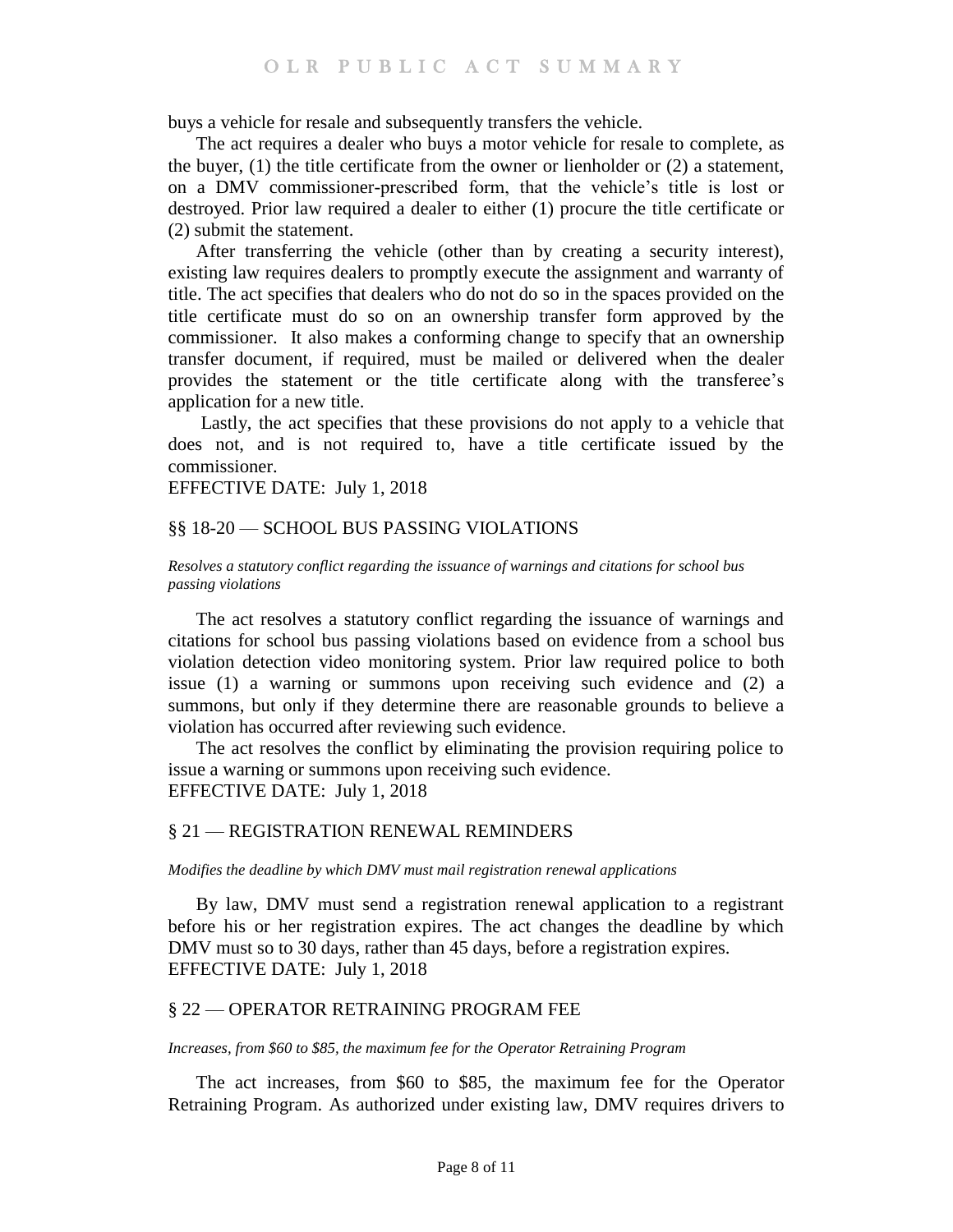buys a vehicle for resale and subsequently transfers the vehicle.

The act requires a dealer who buys a motor vehicle for resale to complete, as the buyer, (1) the title certificate from the owner or lienholder or (2) a statement, on a DMV commissioner-prescribed form, that the vehicle's title is lost or destroyed. Prior law required a dealer to either (1) procure the title certificate or (2) submit the statement.

After transferring the vehicle (other than by creating a security interest), existing law requires dealers to promptly execute the assignment and warranty of title. The act specifies that dealers who do not do so in the spaces provided on the title certificate must do so on an ownership transfer form approved by the commissioner. It also makes a conforming change to specify that an ownership transfer document, if required, must be mailed or delivered when the dealer provides the statement or the title certificate along with the transferee's application for a new title.

Lastly, the act specifies that these provisions do not apply to a vehicle that does not, and is not required to, have a title certificate issued by the commissioner.

EFFECTIVE DATE: July 1, 2018

## §§ 18-20 — SCHOOL BUS PASSING VIOLATIONS

*Resolves a statutory conflict regarding the issuance of warnings and citations for school bus passing violations*

The act resolves a statutory conflict regarding the issuance of warnings and citations for school bus passing violations based on evidence from a school bus violation detection video monitoring system. Prior law required police to both issue (1) a warning or summons upon receiving such evidence and (2) a summons, but only if they determine there are reasonable grounds to believe a violation has occurred after reviewing such evidence.

The act resolves the conflict by eliminating the provision requiring police to issue a warning or summons upon receiving such evidence.

EFFECTIVE DATE: July 1, 2018

## § 21 — REGISTRATION RENEWAL REMINDERS

*Modifies the deadline by which DMV must mail registration renewal applications*

By law, DMV must send a registration renewal application to a registrant before his or her registration expires. The act changes the deadline by which DMV must so to 30 days, rather than 45 days, before a registration expires.

EFFECTIVE DATE: July 1, 2018

## § 22 — OPERATOR RETRAINING PROGRAM FEE

*Increases, from $60 to $85, the maximum fee for the Operator Retraining Program*

The act increases, from $60 to $85, the maximum fee for the Operator Retraining Program. As authorized under existing law, DMV requires drivers to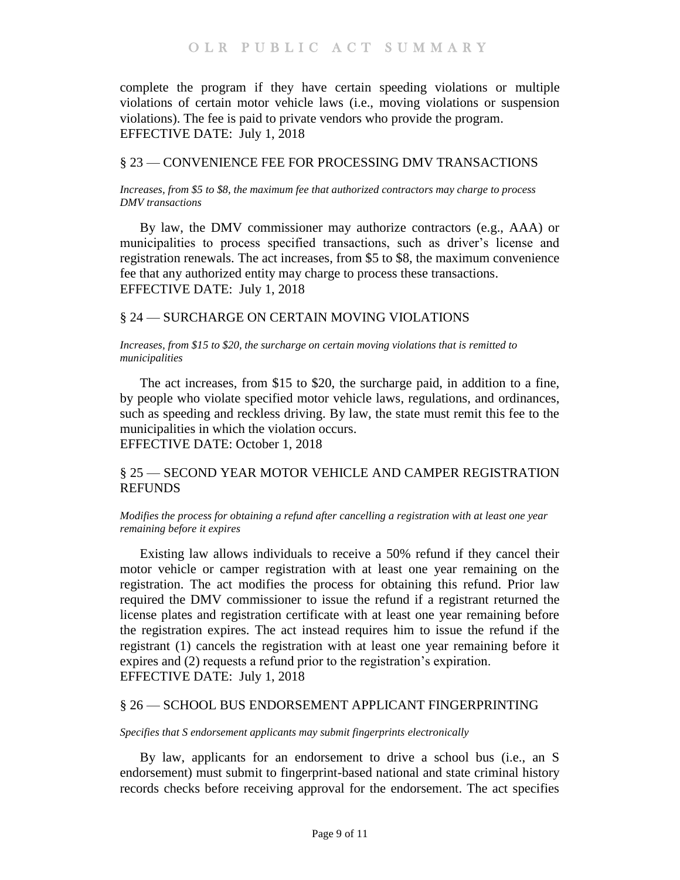complete the program if they have certain speeding violations or multiple violations of certain motor vehicle laws (i.e., moving violations or suspension violations). The fee is paid to private vendors who provide the program.
EFFECTIVE DATE: July 1, 2018

## § 23 — CONVENIENCE FEE FOR PROCESSING DMV TRANSACTIONS

*Increases, from $5 to $8, the maximum fee that authorized contractors may charge to process DMV transactions*

By law, the DMV commissioner may authorize contractors (e.g., AAA) or municipalities to process specified transactions, such as driver's license and registration renewals. The act increases, from $5 to $8, the maximum convenience fee that any authorized entity may charge to process these transactions.
EFFECTIVE DATE: July 1, 2018

## § 24 — SURCHARGE ON CERTAIN MOVING VIOLATIONS

*Increases, from $15 to $20, the surcharge on certain moving violations that is remitted to municipalities*

The act increases, from $15 to $20, the surcharge paid, in addition to a fine, by people who violate specified motor vehicle laws, regulations, and ordinances, such as speeding and reckless driving. By law, the state must remit this fee to the municipalities in which the violation occurs.
EFFECTIVE DATE: October 1, 2018

## § 25 — SECOND YEAR MOTOR VEHICLE AND CAMPER REGISTRATION REFUNDS

*Modifies the process for obtaining a refund after cancelling a registration with at least one year remaining before it expires*

Existing law allows individuals to receive a 50% refund if they cancel their motor vehicle or camper registration with at least one year remaining on the registration. The act modifies the process for obtaining this refund. Prior law required the DMV commissioner to issue the refund if a registrant returned the license plates and registration certificate with at least one year remaining before the registration expires. The act instead requires him to issue the refund if the registrant (1) cancels the registration with at least one year remaining before it expires and (2) requests a refund prior to the registration's expiration.
EFFECTIVE DATE: July 1, 2018

## § 26 — SCHOOL BUS ENDORSEMENT APPLICANT FINGERPRINTING

*Specifies that S endorsement applicants may submit fingerprints electronically*

By law, applicants for an endorsement to drive a school bus (i.e., an S endorsement) must submit to fingerprint-based national and state criminal history records checks before receiving approval for the endorsement. The act specifies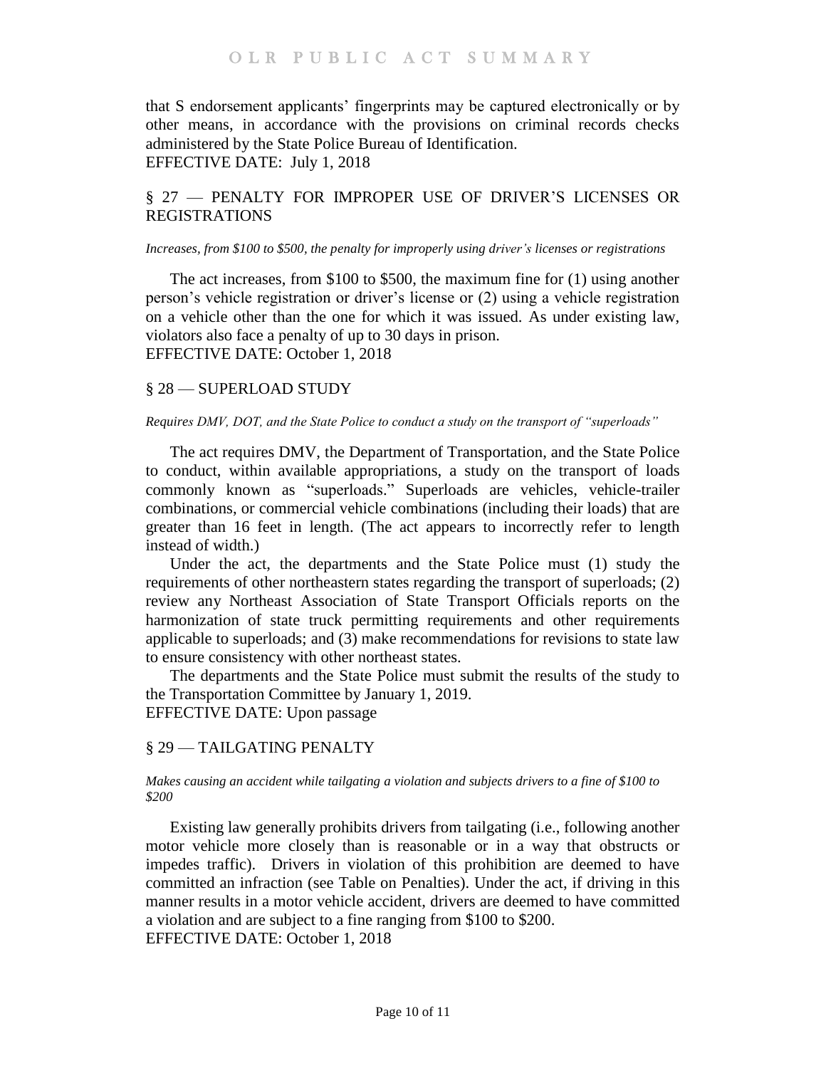that S endorsement applicants' fingerprints may be captured electronically or by other means, in accordance with the provisions on criminal records checks administered by the State Police Bureau of Identification.
EFFECTIVE DATE: July 1, 2018

## § 27 — PENALTY FOR IMPROPER USE OF DRIVER'S LICENSES OR REGISTRATIONS

*Increases, from $100 to $500, the penalty for improperly using driver's licenses or registrations*

The act increases, from $100 to $500, the maximum fine for (1) using another person's vehicle registration or driver's license or (2) using a vehicle registration on a vehicle other than the one for which it was issued. As under existing law, violators also face a penalty of up to 30 days in prison.
EFFECTIVE DATE: October 1, 2018

## § 28 — SUPERLOAD STUDY

*Requires DMV, DOT, and the State Police to conduct a study on the transport of "superloads"*

The act requires DMV, the Department of Transportation, and the State Police to conduct, within available appropriations, a study on the transport of loads commonly known as "superloads." Superloads are vehicles, vehicle-trailer combinations, or commercial vehicle combinations (including their loads) that are greater than 16 feet in length. (The act appears to incorrectly refer to length instead of width.)

Under the act, the departments and the State Police must (1) study the requirements of other northeastern states regarding the transport of superloads; (2) review any Northeast Association of State Transport Officials reports on the harmonization of state truck permitting requirements and other requirements applicable to superloads; and (3) make recommendations for revisions to state law to ensure consistency with other northeast states.

The departments and the State Police must submit the results of the study to the Transportation Committee by January 1, 2019.
EFFECTIVE DATE: Upon passage

## § 29 — TAILGATING PENALTY

*Makes causing an accident while tailgating a violation and subjects drivers to a fine of $100 to $200*

Existing law generally prohibits drivers from tailgating (i.e., following another motor vehicle more closely than is reasonable or in a way that obstructs or impedes traffic). Drivers in violation of this prohibition are deemed to have committed an infraction (see Table on Penalties). Under the act, if driving in this manner results in a motor vehicle accident, drivers are deemed to have committed a violation and are subject to a fine ranging from $100 to $200.
EFFECTIVE DATE: October 1, 2018